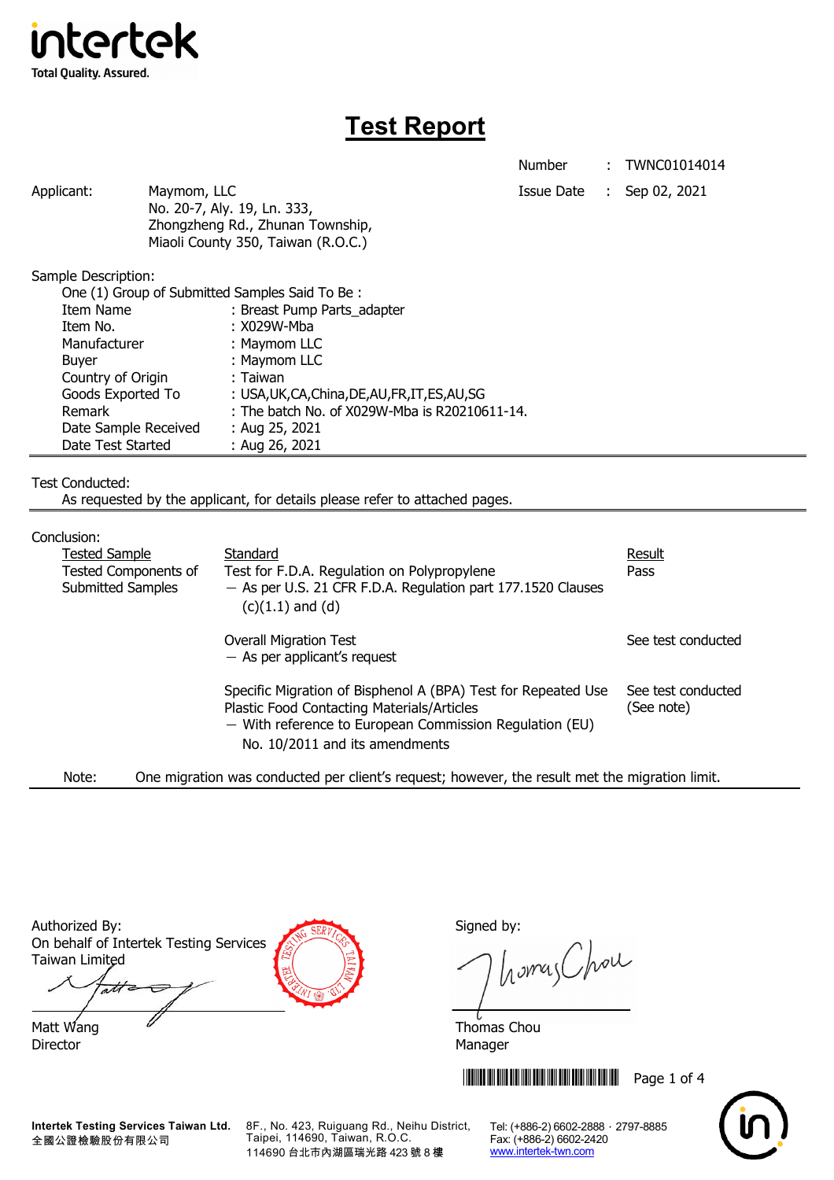intertek
Total Quality. Assured.

# Test Report

Number : TWNC01014014
Issue Date : Sep 02, 2021

Applicant: Maymom, LLC
No. 20-7, Aly. 19, Ln. 333,
Zhongzheng Rd., Zhunan Township,
Miaoli County 350, Taiwan (R.O.C.)

Sample Description:
One (1) Group of Submitted Samples Said To Be :

| | |
|---|---|
| Item Name | : Breast Pump Parts_adapter |
| Item No. | : X029W-Mba |
| Manufacturer | : Maymom LLC |
| Buyer | : Maymom LLC |
| Country of Origin | : Taiwan |
| Goods Exported To | : USA,UK,CA,China,DE,AU,FR,IT,ES,AU,SG |
| Remark | : The batch No. of X029W-Mba is R20210611-14. |
| Date Sample Received | : Aug 25, 2021 |
| Date Test Started | : Aug 26, 2021 |

Test Conducted:
As requested by the applicant, for details please refer to attached pages.

Conclusion:

| Tested Sample | Standard | Result |
|---|---|---|
| Tested Components of Submitted Samples | Test for F.D.A. Regulation on Polypropylene — As per U.S. 21 CFR F.D.A. Regulation part 177.1520 Clauses (c)(1.1) and (d) | Pass |
| | Overall Migration Test — As per applicant's request | See test conducted |
| | Specific Migration of Bisphenol A (BPA) Test for Repeated Use Plastic Food Contacting Materials/Articles — With reference to European Commission Regulation (EU) No. 10/2011 and its amendments | See test conducted (See note) |

Note: One migration was conducted per client's request; however, the result met the migration limit.

Authorized By:
On behalf of Intertek Testing Services Taiwan Limited

Matt Wang
Director

Signed by:

Thomas Chou
Manager

Intertek Testing Services Taiwan Ltd.
全國公證檢驗股份有限公司
8F., No. 423, Ruiguang Rd., Neihu District, Taipei, 114690, Taiwan, R.O.C.
114690 台北市內湖區瑞光路 423 號 8 樓
Tel: (+886-2) 6602-2888 · 2797-8885
Fax: (+886-2) 6602-2420
www.intertek-twn.com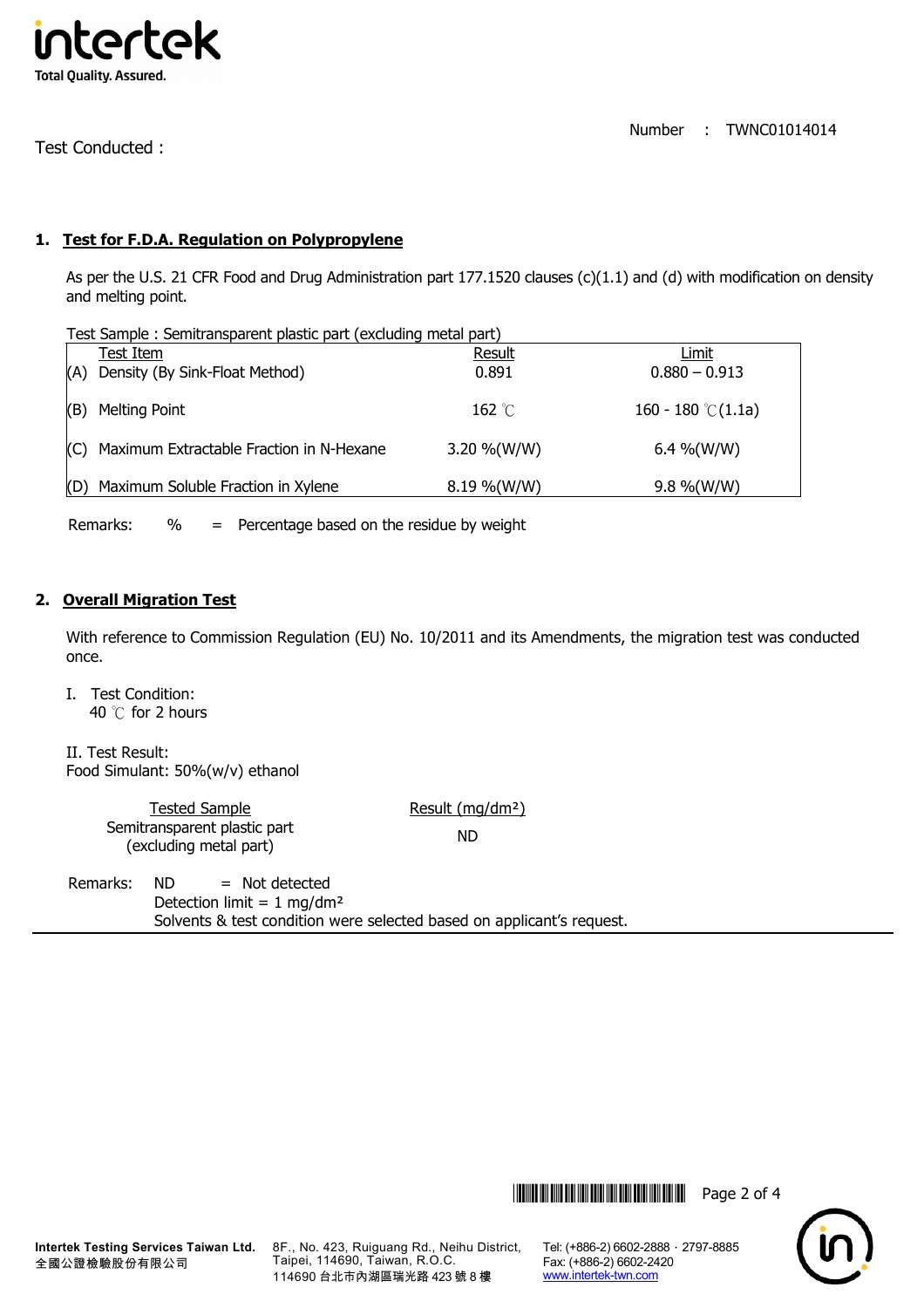Number : TWNC01014014

Test Conducted :

## 1. Test for F.D.A. Regulation on Polypropylene

As per the U.S. 21 CFR Food and Drug Administration part 177.1520 clauses (c)(1.1) and (d) with modification on density and melting point.

Test Sample : Semitransparent plastic part (excluding metal part)

| | Test Item | Result | Limit |
|---|---|---|---|
| (A) | Density (By Sink-Float Method) | 0.891 | 0.880 – 0.913 |
| (B) | Melting Point | 162 ℃ | 160 - 180 ℃(1.1a) |
| (C) | Maximum Extractable Fraction in N-Hexane | 3.20 %(W/W) | 6.4 %(W/W) |
| (D) | Maximum Soluble Fraction in Xylene | 8.19 %(W/W) | 9.8 %(W/W) |

Remarks: % = Percentage based on the residue by weight

## 2. Overall Migration Test

With reference to Commission Regulation (EU) No. 10/2011 and its Amendments, the migration test was conducted once.

I. Test Condition:
40 ℃ for 2 hours

II. Test Result:
Food Simulant: 50%(w/v) ethanol

| Tested Sample | Result (mg/dm²) |
|---|---|
| Semitransparent plastic part (excluding metal part) | ND |

Remarks: ND = Not detected
Detection limit = 1 mg/dm²
Solvents & test condition were selected based on applicant's request.

Intertek Testing Services Taiwan Ltd.
全國公證檢驗股份有限公司

8F., No. 423, Ruiguang Rd., Neihu District, Taipei, 114690, Taiwan, R.O.C.
114690 台北市內湖區瑞光路 423 號 8 樓

Tel: (+886-2) 6602-2888 · 2797-8885
Fax: (+886-2) 6602-2420
www.intertek-twn.com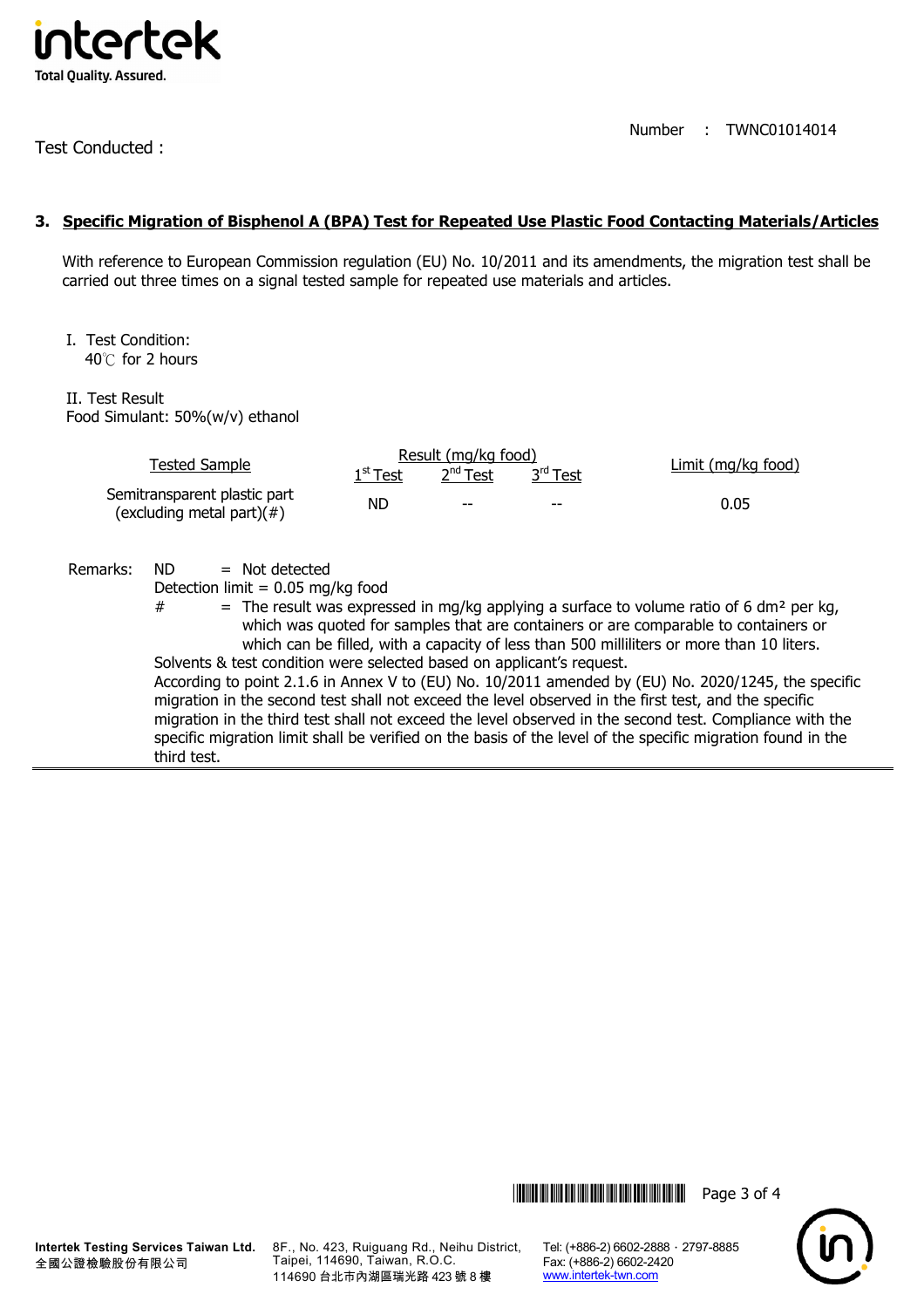Test Conducted :

Number : TWNC01014014

### 3. Specific Migration of Bisphenol A (BPA) Test for Repeated Use Plastic Food Contacting Materials/Articles

With reference to European Commission regulation (EU) No. 10/2011 and its amendments, the migration test shall be carried out three times on a signal tested sample for repeated use materials and articles.

I. Test Condition:
40℃ for 2 hours

II. Test Result
Food Simulant: 50%(w/v) ethanol

| Tested Sample | Result (mg/kg food) | | | Limit (mg/kg food) |
|---|---|---|---|---|
| | 1st Test | 2nd Test | 3rd Test | |
| Semitransparent plastic part (excluding metal part)(#) | ND | -- | -- | 0.05 |

Remarks: ND = Not detected
Detection limit = 0.05 mg/kg food
\# = The result was expressed in mg/kg applying a surface to volume ratio of 6 dm² per kg, which was quoted for samples that are containers or are comparable to containers or which can be filled, with a capacity of less than 500 milliliters or more than 10 liters.
Solvents & test condition were selected based on applicant's request.
According to point 2.1.6 in Annex V to (EU) No. 10/2011 amended by (EU) No. 2020/1245, the specific migration in the second test shall not exceed the level observed in the first test, and the specific migration in the third test shall not exceed the level observed in the second test. Compliance with the specific migration limit shall be verified on the basis of the level of the specific migration found in the third test.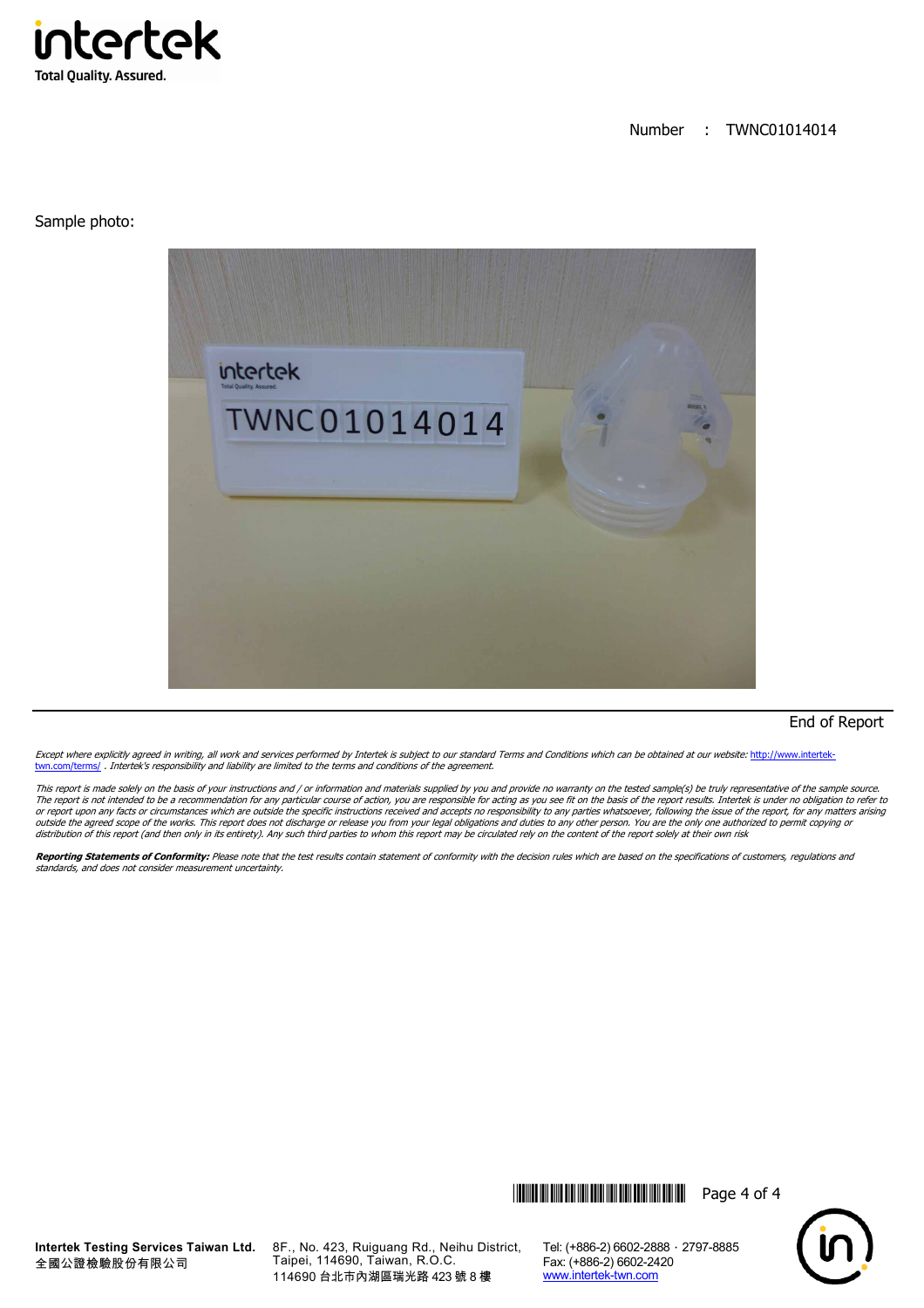Number : TWNC01014014

Sample photo:

End of Report

*Except where explicitly agreed in writing, all work and services performed by Intertek is subject to our standard Terms and Conditions which can be obtained at our website: http://www.intertek-twn.com/terms/ . Intertek's responsibility and liability are limited to the terms and conditions of the agreement.*

*This report is made solely on the basis of your instructions and / or information and materials supplied by you and provide no warranty on the tested sample(s) be truly representative of the sample source. The report is not intended to be a recommendation for any particular course of action, you are responsible for acting as you see fit on the basis of the report results. Intertek is under no obligation to refer to or report upon any facts or circumstances which are outside the specific instructions received and accepts no responsibility to any parties whatsoever, following the issue of the report, for any matters arising outside the agreed scope of the works. This report does not discharge or release you from your legal obligations and duties to any other person. You are the only one authorized to permit copying or distribution of this report (and then only in its entirety). Any such third parties to whom this report may be circulated rely on the content of the report solely at their own risk*

***Reporting Statements of Conformity:** Please note that the test results contain statement of conformity with the decision rules which are based on the specifications of customers, regulations and standards, and does not consider measurement uncertainty.*

**Intertek Testing Services Taiwan Ltd.**
全國公證檢驗股份有限公司

8F., No. 423, Ruiguang Rd., Neihu District, Taipei, 114690, Taiwan, R.O.C.
114690 台北市內湖區瑞光路 423 號 8 樓

Tel: (+886-2) 6602-2888 · 2797-8885
Fax: (+886-2) 6602-2420
www.intertek-twn.com